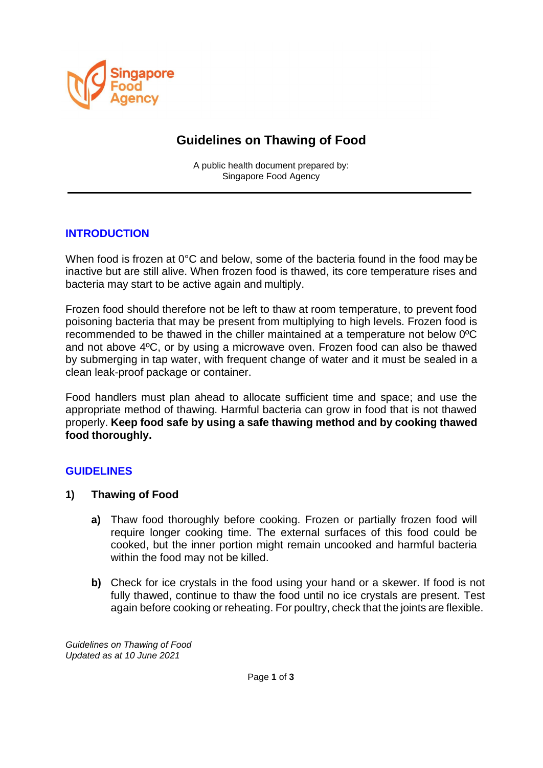Singapore Food Agency

# Guidelines on Thawing of Food

A public health document prepared by:
Singapore Food Agency

## INTRODUCTION

When food is frozen at 0°C and below, some of the bacteria found in the food may be inactive but are still alive. When frozen food is thawed, its core temperature rises and bacteria may start to be active again and multiply.

Frozen food should therefore not be left to thaw at room temperature, to prevent food poisoning bacteria that may be present from multiplying to high levels. Frozen food is recommended to be thawed in the chiller maintained at a temperature not below 0ºC and not above 4ºC, or by using a microwave oven. Frozen food can also be thawed by submerging in tap water, with frequent change of water and it must be sealed in a clean leak-proof package or container.

Food handlers must plan ahead to allocate sufficient time and space; and use the appropriate method of thawing. Harmful bacteria can grow in food that is not thawed properly. **Keep food safe by using a safe thawing method and by cooking thawed food thoroughly.**

## GUIDELINES

### 1) Thawing of Food

**a)** Thaw food thoroughly before cooking. Frozen or partially frozen food will require longer cooking time. The external surfaces of this food could be cooked, but the inner portion might remain uncooked and harmful bacteria within the food may not be killed.

**b)** Check for ice crystals in the food using your hand or a skewer. If food is not fully thawed, continue to thaw the food until no ice crystals are present. Test again before cooking or reheating. For poultry, check that the joints are flexible.

*Guidelines on Thawing of Food*
*Updated as at 10 June 2021*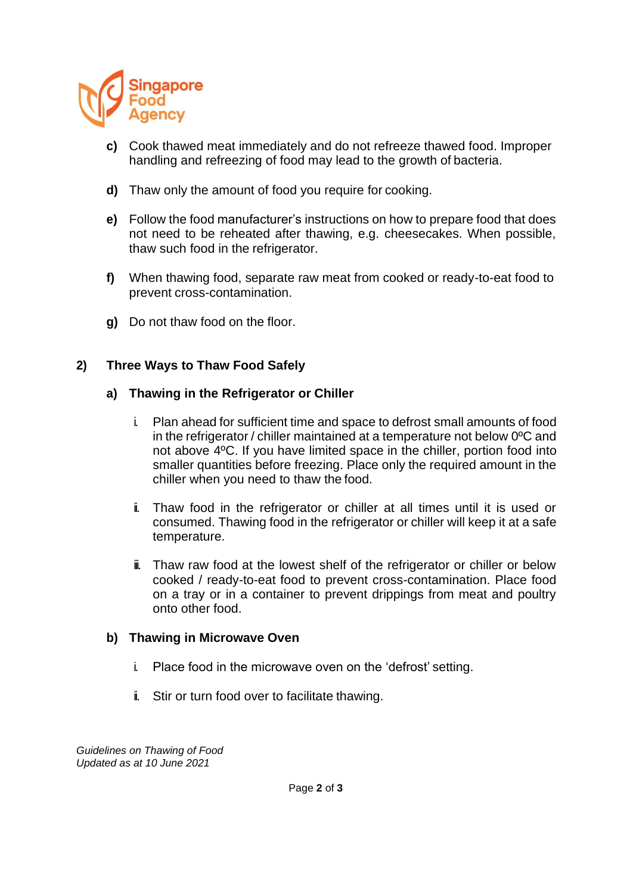c) Cook thawed meat immediately and do not refreeze thawed food. Improper handling and refreezing of food may lead to the growth of bacteria.

d) Thaw only the amount of food you require for cooking.

e) Follow the food manufacturer's instructions on how to prepare food that does not need to be reheated after thawing, e.g. cheesecakes. When possible, thaw such food in the refrigerator.

f) When thawing food, separate raw meat from cooked or ready-to-eat food to prevent cross-contamination.

g) Do not thaw food on the floor.

## 2) Three Ways to Thaw Food Safely

### a) Thawing in the Refrigerator or Chiller

i. Plan ahead for sufficient time and space to defrost small amounts of food in the refrigerator / chiller maintained at a temperature not below 0ºC and not above 4ºC. If you have limited space in the chiller, portion food into smaller quantities before freezing. Place only the required amount in the chiller when you need to thaw the food.

ii. Thaw food in the refrigerator or chiller at all times until it is used or consumed. Thawing food in the refrigerator or chiller will keep it at a safe temperature.

iii. Thaw raw food at the lowest shelf of the refrigerator or chiller or below cooked / ready-to-eat food to prevent cross-contamination. Place food on a tray or in a container to prevent drippings from meat and poultry onto other food.

### b) Thawing in Microwave Oven

i. Place food in the microwave oven on the 'defrost' setting.

ii. Stir or turn food over to facilitate thawing.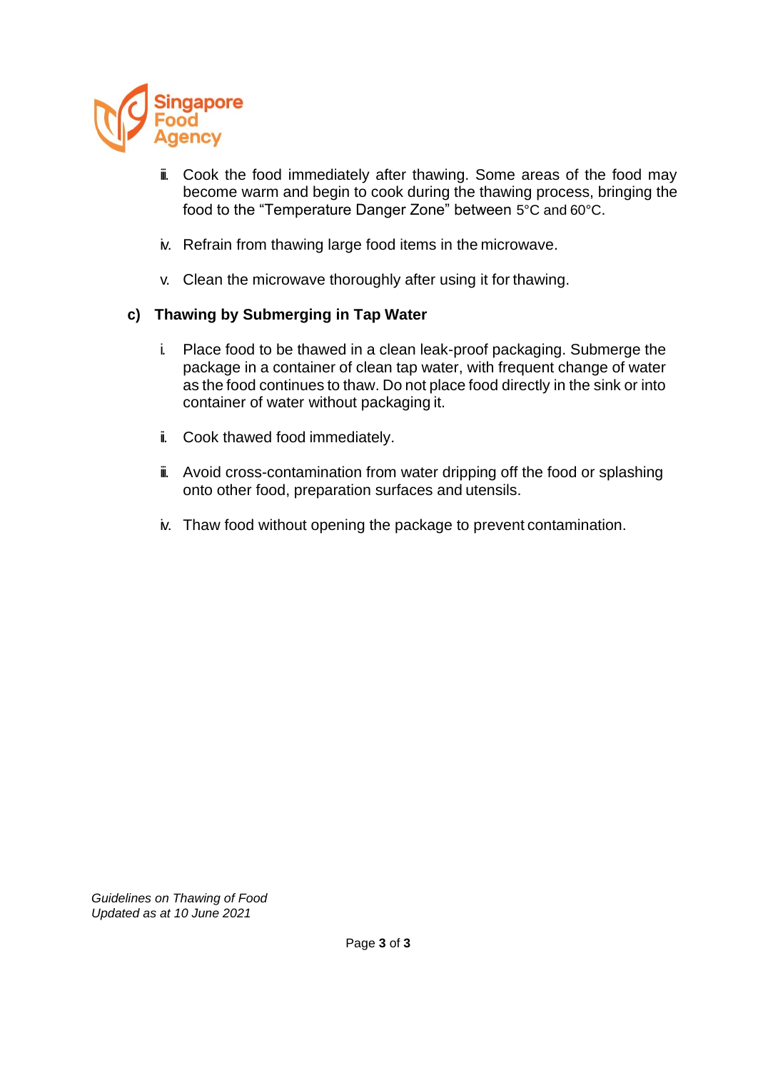iii. Cook the food immediately after thawing. Some areas of the food may become warm and begin to cook during the thawing process, bringing the food to the "Temperature Danger Zone" between 5°C and 60°C.

iv. Refrain from thawing large food items in the microwave.

v. Clean the microwave thoroughly after using it for thawing.

**c) Thawing by Submerging in Tap Water**

i. Place food to be thawed in a clean leak-proof packaging. Submerge the package in a container of clean tap water, with frequent change of water as the food continues to thaw. Do not place food directly in the sink or into container of water without packaging it.

ii. Cook thawed food immediately.

iii. Avoid cross-contamination from water dripping off the food or splashing onto other food, preparation surfaces and utensils.

iv. Thaw food without opening the package to prevent contamination.